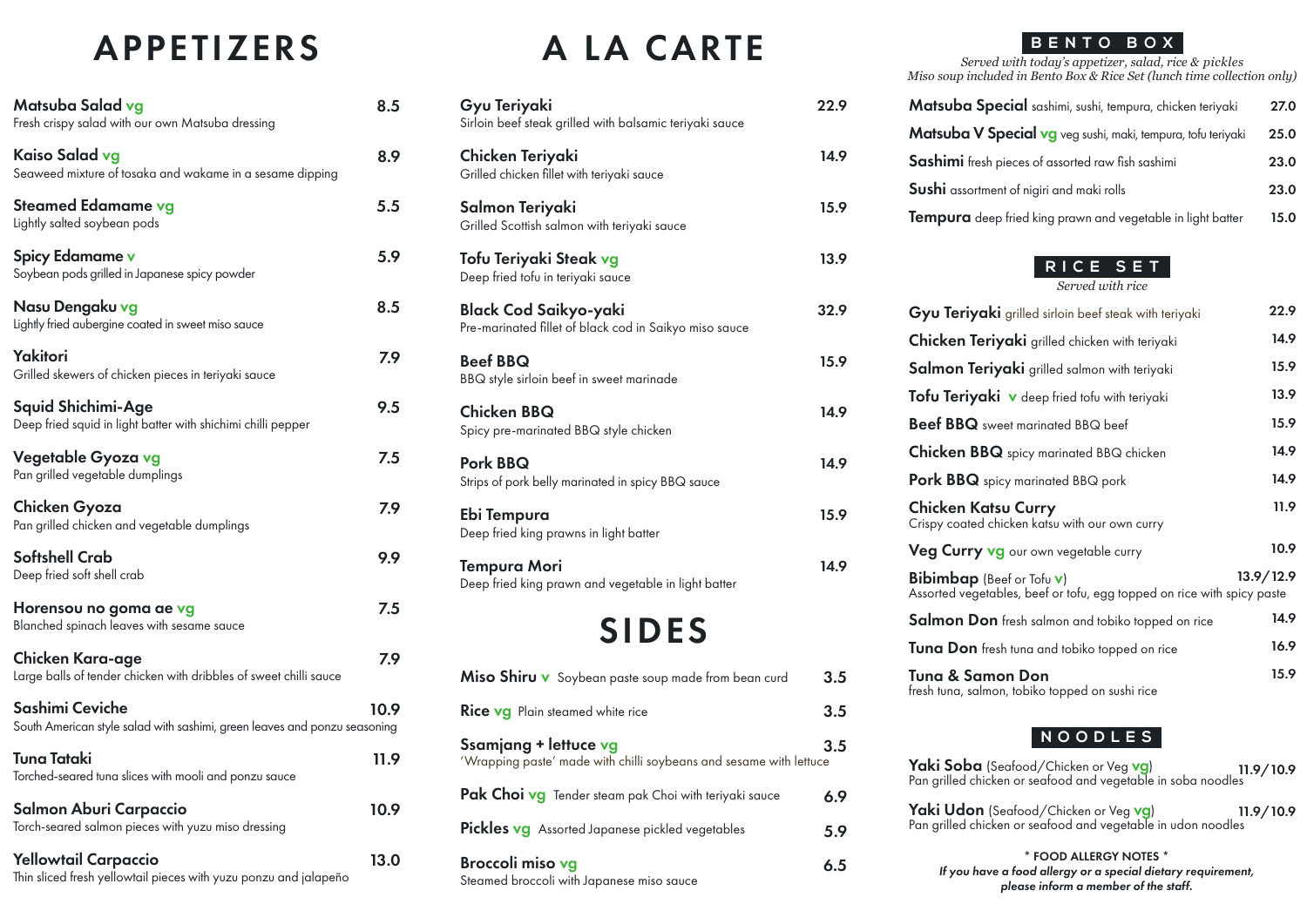# APPETIZERS

**Matsuba Salad** vg — 8.5
Fresh crispy salad with our own Matsuba dressing

**Kaiso Salad** vg — 8.9
Seaweed mixture of tosaka and wakame in a sesame dipping

**Steamed Edamame** vg — 5.5
Lightly salted soybean pods

**Spicy Edamame** v — 5.9
Soybean pods grilled in Japanese spicy powder

**Nasu Dengaku** vg — 8.5
Lightly fried aubergine coated in sweet miso sauce

**Yakitori** — 7.9
Grilled skewers of chicken pieces in teriyaki sauce

**Squid Shichimi-Age** — 9.5
Deep fried squid in light batter with shichimi chilli pepper

**Vegetable Gyoza** vg — 7.5
Pan grilled vegetable dumplings

**Chicken Gyoza** — 7.9
Pan grilled chicken and vegetable dumplings

**Softshell Crab** — 9.9
Deep fried soft shell crab

**Horensou no goma ae** vg — 7.5
Blanched spinach leaves with sesame sauce

**Chicken Kara-age** — 7.9
Large balls of tender chicken with dribbles of sweet chilli sauce

**Sashimi Ceviche** — 10.9
South American style salad with sashimi, green leaves and ponzu seasoning

**Tuna Tataki** — 11.9
Torched-seared tuna slices with mooli and ponzu sauce

**Salmon Aburi Carpaccio** — 10.9
Torch-seared salmon pieces with yuzu miso dressing

**Yellowtail Carpaccio** — 13.0
Thin sliced fresh yellowtail pieces with yuzu ponzu and jalapeño

# A LA CARTE

**Gyu Teriyaki** — 22.9
Sirloin beef steak grilled with balsamic teriyaki sauce

**Chicken Teriyaki** — 14.9
Grilled chicken fillet with teriyaki sauce

**Salmon Teriyaki** — 15.9
Grilled Scottish salmon with teriyaki sauce

**Tofu Teriyaki Steak** vg — 13.9
Deep fried tofu in teriyaki sauce

**Black Cod Saikyo-yaki** — 32.9
Pre-marinated fillet of black cod in Saikyo miso sauce

**Beef BBQ** — 15.9
BBQ style sirloin beef in sweet marinade

**Chicken BBQ** — 14.9
Spicy pre-marinated BBQ style chicken

**Pork BBQ** — 14.9
Strips of pork belly marinated in spicy BBQ sauce

**Ebi Tempura** — 15.9
Deep fried king prawns in light batter

**Tempura Mori** — 14.9
Deep fried king prawn and vegetable in light batter

# SIDES

**Miso Shiru** v — Soybean paste soup made from bean curd — 3.5

**Rice** vg — Plain steamed white rice — 3.5

**Ssamjang + lettuce** vg — 3.5
'Wrapping paste' made with chilli soybeans and sesame with lettuce

**Pak Choi** vg — Tender steam pak Choi with teriyaki sauce — 6.9

**Pickles** vg — Assorted Japanese pickled vegetables — 5.9

**Broccoli miso** vg — 6.5
Steamed broccoli with Japanese miso sauce

# BENTO BOX

*Served with today's appetizer, salad, rice & pickles*
*Miso soup included in Bento Box & Rice Set (lunch time collection only)*

**Matsuba Special** sashimi, sushi, tempura, chicken teriyaki — 27.0

**Matsuba V Special** vg veg sushi, maki, tempura, tofu teriyaki — 25.0

**Sashimi** fresh pieces of assorted raw fish sashimi — 23.0

**Sushi** assortment of nigiri and maki rolls — 23.0

**Tempura** deep fried king prawn and vegetable in light batter — 15.0

# RICE SET

*Served with rice*

**Gyu Teriyaki** grilled sirloin beef steak with teriyaki — 22.9

**Chicken Teriyaki** grilled chicken with teriyaki — 14.9

**Salmon Teriyaki** grilled salmon with teriyaki — 15.9

**Tofu Teriyaki** v deep fried tofu with teriyaki — 13.9

**Beef BBQ** sweet marinated BBQ beef — 15.9

**Chicken BBQ** spicy marinated BBQ chicken — 14.9

**Pork BBQ** spicy marinated BBQ pork — 14.9

**Chicken Katsu Curry** — 11.9
Crispy coated chicken katsu with our own curry

**Veg Curry** vg our own vegetable curry — 10.9

**Bibimbap** (Beef or Tofu v) — 13.9/12.9
Assorted vegetables, beef or tofu, egg topped on rice with spicy paste

**Salmon Don** fresh salmon and tobiko topped on rice — 14.9

**Tuna Don** fresh tuna and tobiko topped on rice — 16.9

**Tuna & Samon Don** — 15.9
fresh tuna, salmon, tobiko topped on sushi rice

# NOODLES

**Yaki Soba** (Seafood/Chicken or Veg vg) — 11.9/10.9
Pan grilled chicken or seafood and vegetable in soba noodles

**Yaki Udon** (Seafood/Chicken or Veg vg) — 11.9/10.9
Pan grilled chicken or seafood and vegetable in udon noodles

**\* FOOD ALLERGY NOTES \***
*If you have a food allergy or a special dietary requirement, please inform a member of the staff.*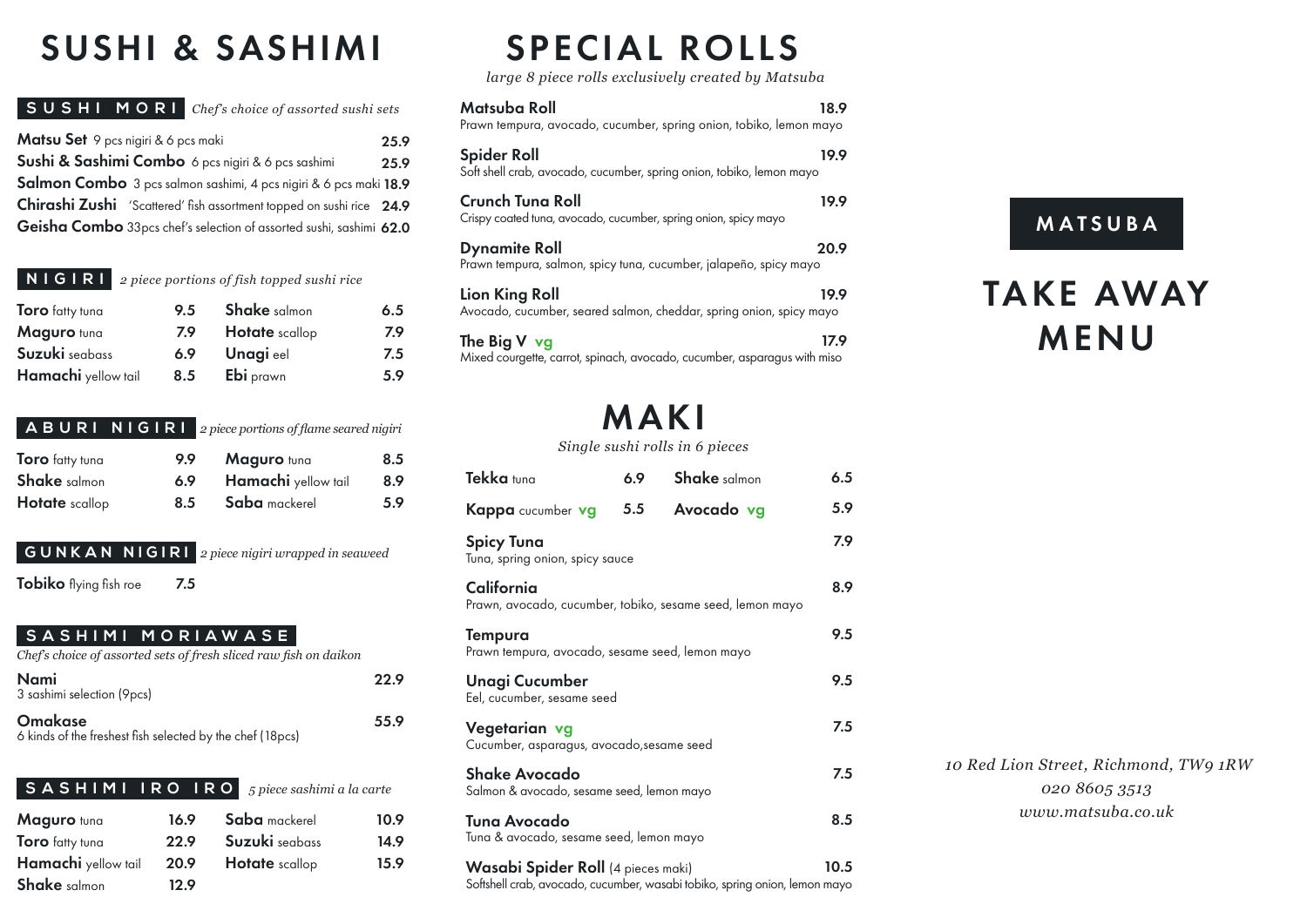# SUSHI & SASHIMI

## SUSHI MORI

*Chef's choice of assorted sushi sets*

| | | |
|---|---|---|
| **Matsu Set** | 9 pcs nigiri & 6 pcs maki | 25.9 |
| **Sushi & Sashimi Combo** | 6 pcs nigiri & 6 pcs sashimi | 25.9 |
| **Salmon Combo** | 3 pcs salmon sashimi, 4 pcs nigiri & 6 pcs maki | 18.9 |
| **Chirashi Zushi** | 'Scattered' fish assortment topped on sushi rice | 24.9 |
| **Geisha Combo** | 33pcs chef's selection of assorted sushi, sashimi | 62.0 |

## NIGIRI

*2 piece portions of fish topped sushi rice*

| | | | |
|---|---|---|---|
| **Toro** fatty tuna | 9.5 | **Shake** salmon | 6.5 |
| **Maguro** tuna | 7.9 | **Hotate** scallop | 7.9 |
| **Suzuki** seabass | 6.9 | **Unagi** eel | 7.5 |
| **Hamachi** yellow tail | 8.5 | **Ebi** prawn | 5.9 |

## ABURI NIGIRI

*2 piece portions of flame seared nigiri*

| | | | |
|---|---|---|---|
| **Toro** fatty tuna | 9.9 | **Maguro** tuna | 8.5 |
| **Shake** salmon | 6.9 | **Hamachi** yellow tail | 8.9 |
| **Hotate** scallop | 8.5 | **Saba** mackerel | 5.9 |

## GUNKAN NIGIRI

*2 piece nigiri wrapped in seaweed*

**Tobiko** flying fish roe 7.5

## SASHIMI MORIAWASE

*Chef's choice of assorted sets of fresh sliced raw fish on daikon*

**Nami** 22.9
3 sashimi selection (9pcs)

**Omakase** 55.9
6 kinds of the freshest fish selected by the chef (18pcs)

## SASHIMI IRO IRO

*5 piece sashimi a la carte*

| | | | |
|---|---|---|---|
| **Maguro** tuna | 16.9 | **Saba** mackerel | 10.9 |
| **Toro** fatty tuna | 22.9 | **Suzuki** seabass | 14.9 |
| **Hamachi** yellow tail | 20.9 | **Hotate** scallop | 15.9 |
| **Shake** salmon | 12.9 | | |

# SPECIAL ROLLS

*large 8 piece rolls exclusively created by Matsuba*

**Matsuba Roll** 18.9
Prawn tempura, avocado, cucumber, spring onion, tobiko, lemon mayo

**Spider Roll** 19.9
Soft shell crab, avocado, cucumber, spring onion, tobiko, lemon mayo

**Crunch Tuna Roll** 19.9
Crispy coated tuna, avocado, cucumber, spring onion, spicy mayo

**Dynamite Roll** 20.9
Prawn tempura, salmon, spicy tuna, cucumber, jalapeño, spicy mayo

**Lion King Roll** 19.9
Avocado, cucumber, seared salmon, cheddar, spring onion, spicy mayo

**The Big V** vg 17.9
Mixed courgette, carrot, spinach, avocado, cucumber, asparagus with miso

# MAKI

*Single sushi rolls in 6 pieces*

| | | | |
|---|---|---|---|
| **Tekka** tuna | 6.9 | **Shake** salmon | 6.5 |
| **Kappa** cucumber vg | 5.5 | **Avocado** vg | 5.9 |

**Spicy Tuna** 7.9
Tuna, spring onion, spicy sauce

**California** 8.9
Prawn, avocado, cucumber, tobiko, sesame seed, lemon mayo

**Tempura** 9.5
Prawn tempura, avocado, sesame seed, lemon mayo

**Unagi Cucumber** 9.5
Eel, cucumber, sesame seed

**Vegetarian** vg 7.5
Cucumber, asparagus, avocado,sesame seed

**Shake Avocado** 7.5
Salmon & avocado, sesame seed, lemon mayo

**Tuna Avocado** 8.5
Tuna & avocado, sesame seed, lemon mayo

**Wasabi Spider Roll** (4 pieces maki) 10.5
Softshell crab, avocado, cucumber, wasabi tobiko, spring onion, lemon mayo

## MATSUBA

# TAKE AWAY MENU

*10 Red Lion Street, Richmond, TW9 1RW*
*020 8605 3513*
*www.matsuba.co.uk*